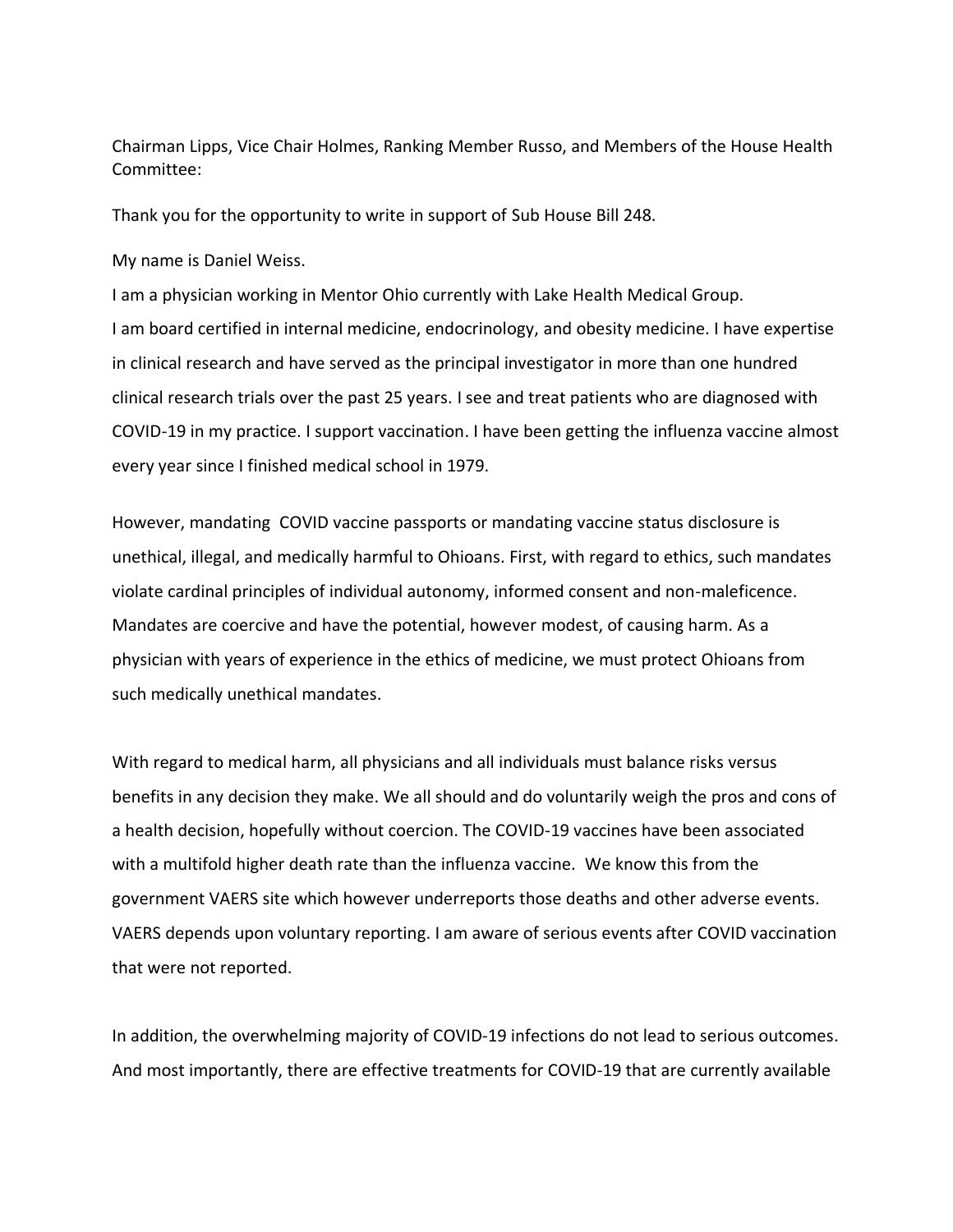Chairman Lipps, Vice Chair Holmes, Ranking Member Russo, and Members of the House Health Committee:

Thank you for the opportunity to write in support of Sub House Bill 248.

My name is Daniel Weiss.

I am a physician working in Mentor Ohio currently with Lake Health Medical Group.
I am board certified in internal medicine, endocrinology, and obesity medicine. I have expertise in clinical research and have served as the principal investigator in more than one hundred clinical research trials over the past 25 years. I see and treat patients who are diagnosed with COVID-19 in my practice. I support vaccination. I have been getting the influenza vaccine almost every year since I finished medical school in 1979.

However, mandating COVID vaccine passports or mandating vaccine status disclosure is unethical, illegal, and medically harmful to Ohioans. First, with regard to ethics, such mandates violate cardinal principles of individual autonomy, informed consent and non-maleficence. Mandates are coercive and have the potential, however modest, of causing harm. As a physician with years of experience in the ethics of medicine, we must protect Ohioans from such medically unethical mandates.

With regard to medical harm, all physicians and all individuals must balance risks versus benefits in any decision they make. We all should and do voluntarily weigh the pros and cons of a health decision, hopefully without coercion. The COVID-19 vaccines have been associated with a multifold higher death rate than the influenza vaccine. We know this from the government VAERS site which however underreports those deaths and other adverse events. VAERS depends upon voluntary reporting. I am aware of serious events after COVID vaccination that were not reported.

In addition, the overwhelming majority of COVID-19 infections do not lead to serious outcomes. And most importantly, there are effective treatments for COVID-19 that are currently available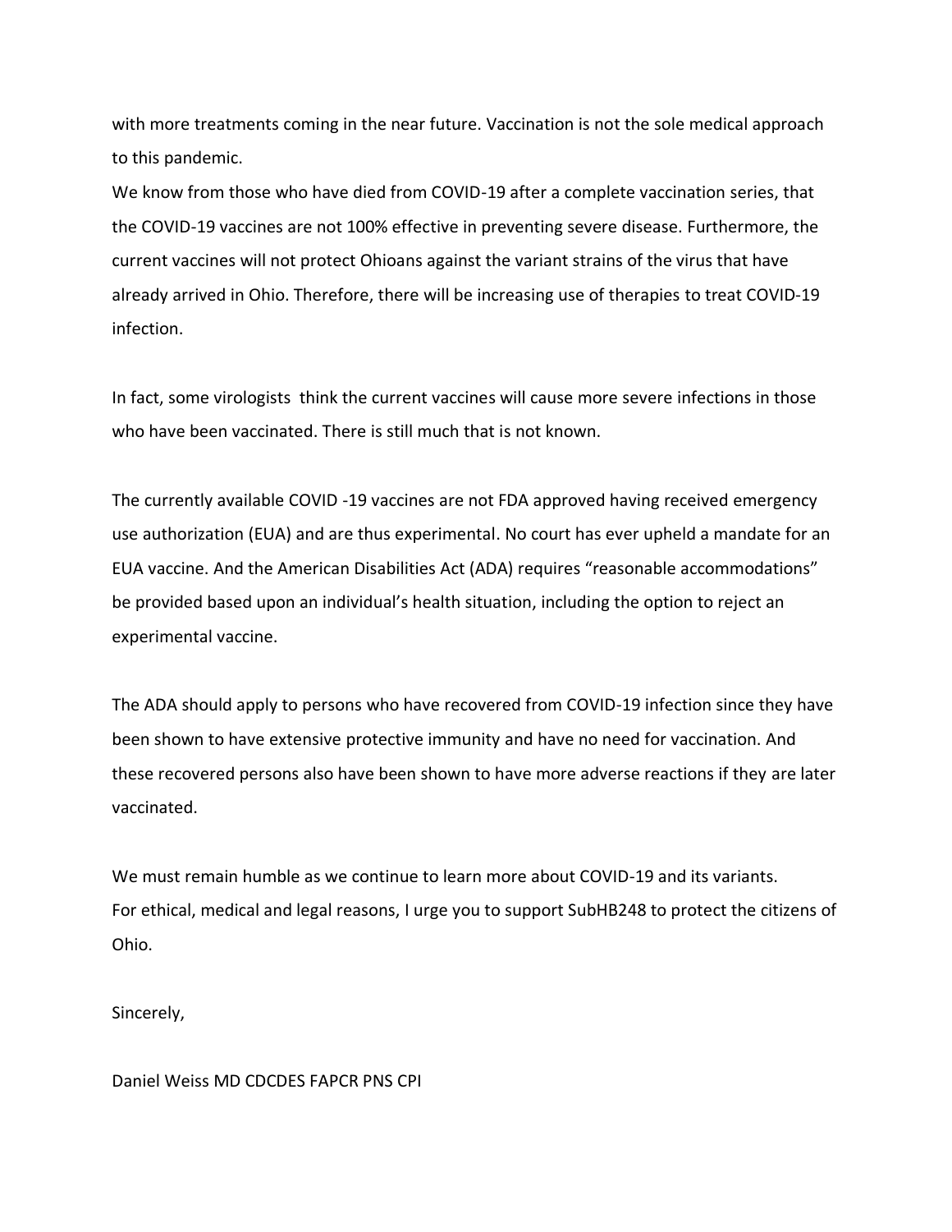with more treatments coming in the near future. Vaccination is not the sole medical approach to this pandemic.

We know from those who have died from COVID-19 after a complete vaccination series, that the COVID-19 vaccines are not 100% effective in preventing severe disease. Furthermore, the current vaccines will not protect Ohioans against the variant strains of the virus that have already arrived in Ohio. Therefore, there will be increasing use of therapies to treat COVID-19 infection.

In fact, some virologists think the current vaccines will cause more severe infections in those who have been vaccinated. There is still much that is not known.

The currently available COVID -19 vaccines are not FDA approved having received emergency use authorization (EUA) and are thus experimental. No court has ever upheld a mandate for an EUA vaccine. And the American Disabilities Act (ADA) requires "reasonable accommodations" be provided based upon an individual's health situation, including the option to reject an experimental vaccine.

The ADA should apply to persons who have recovered from COVID-19 infection since they have been shown to have extensive protective immunity and have no need for vaccination. And these recovered persons also have been shown to have more adverse reactions if they are later vaccinated.

We must remain humble as we continue to learn more about COVID-19 and its variants.
For ethical, medical and legal reasons, I urge you to support SubHB248 to protect the citizens of Ohio.

Sincerely,

Daniel Weiss MD CDCDES FAPCR PNS CPI